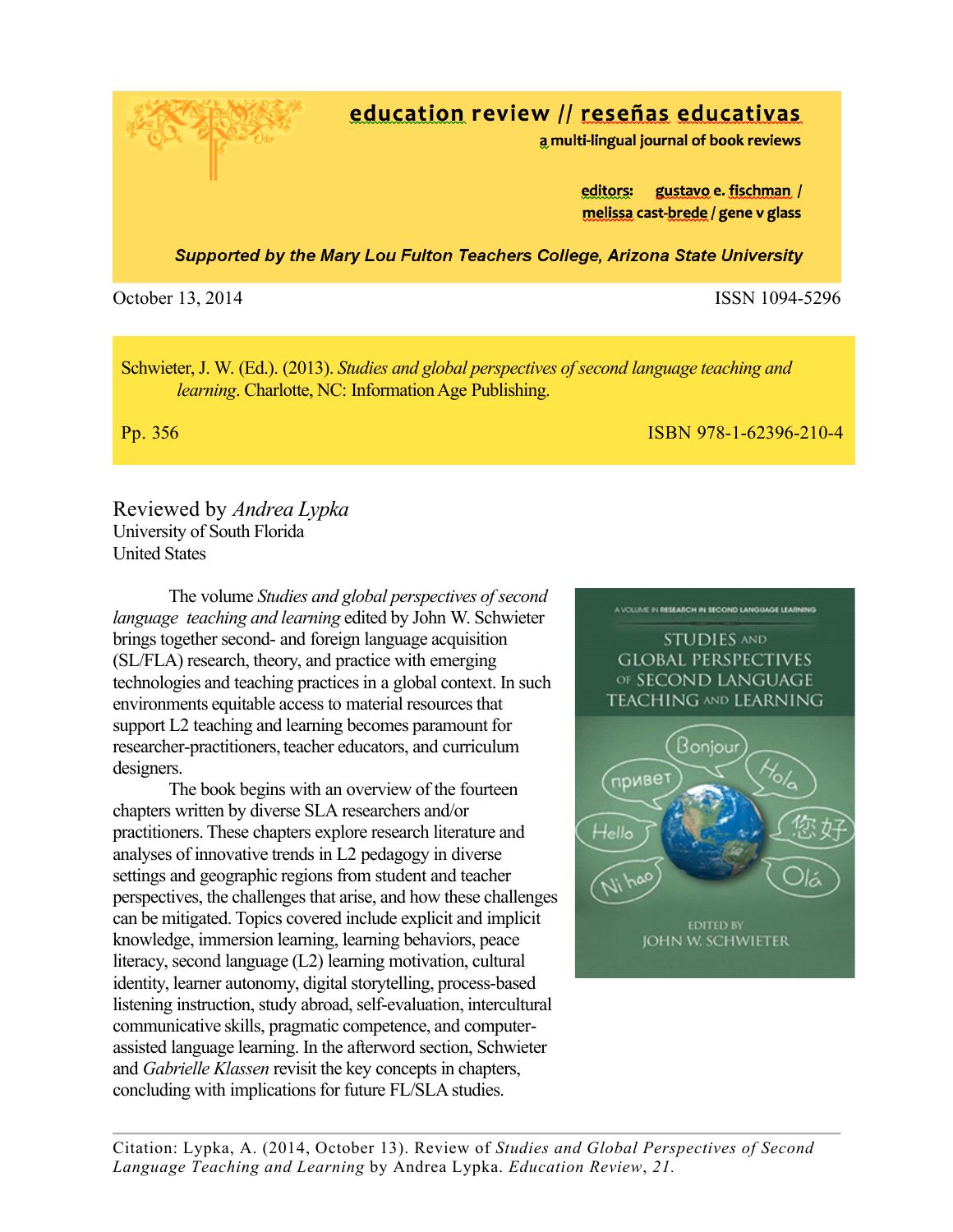**education review // reseñas educativas**
a multi-lingual journal of book reviews

editors: gustavo e. fischman / melissa cast-brede / gene v glass

***Supported by the Mary Lou Fulton Teachers College, Arizona State University***

October 13, 2014 ISSN 1094-5296

Schwieter, J. W. (Ed.). (2013). *Studies and global perspectives of second language teaching and learning*. Charlotte, NC: Information Age Publishing.

Pp. 356 ISBN 978-1-62396-210-4

Reviewed by *Andrea Lypka*
University of South Florida
United States

The volume *Studies and global perspectives of second language teaching and learning* edited by John W. Schwieter brings together second- and foreign language acquisition (SL/FLA) research, theory, and practice with emerging technologies and teaching practices in a global context. In such environments equitable access to material resources that support L2 teaching and learning becomes paramount for researcher-practitioners, teacher educators, and curriculum designers.

The book begins with an overview of the fourteen chapters written by diverse SLA researchers and/or practitioners. These chapters explore research literature and analyses of innovative trends in L2 pedagogy in diverse settings and geographic regions from student and teacher perspectives, the challenges that arise, and how these challenges can be mitigated. Topics covered include explicit and implicit knowledge, immersion learning, learning behaviors, peace literacy, second language (L2) learning motivation, cultural identity, learner autonomy, digital storytelling, process-based listening instruction, study abroad, self-evaluation, intercultural communicative skills, pragmatic competence, and computer-assisted language learning. In the afterword section, Schwieter and *Gabrielle Klassen* revisit the key concepts in chapters, concluding with implications for future FL/SLA studies.

Citation: Lypka, A. (2014, October 13). Review of *Studies and Global Perspectives of Second Language Teaching and Learning* by Andrea Lypka. *Education Review*, *21*.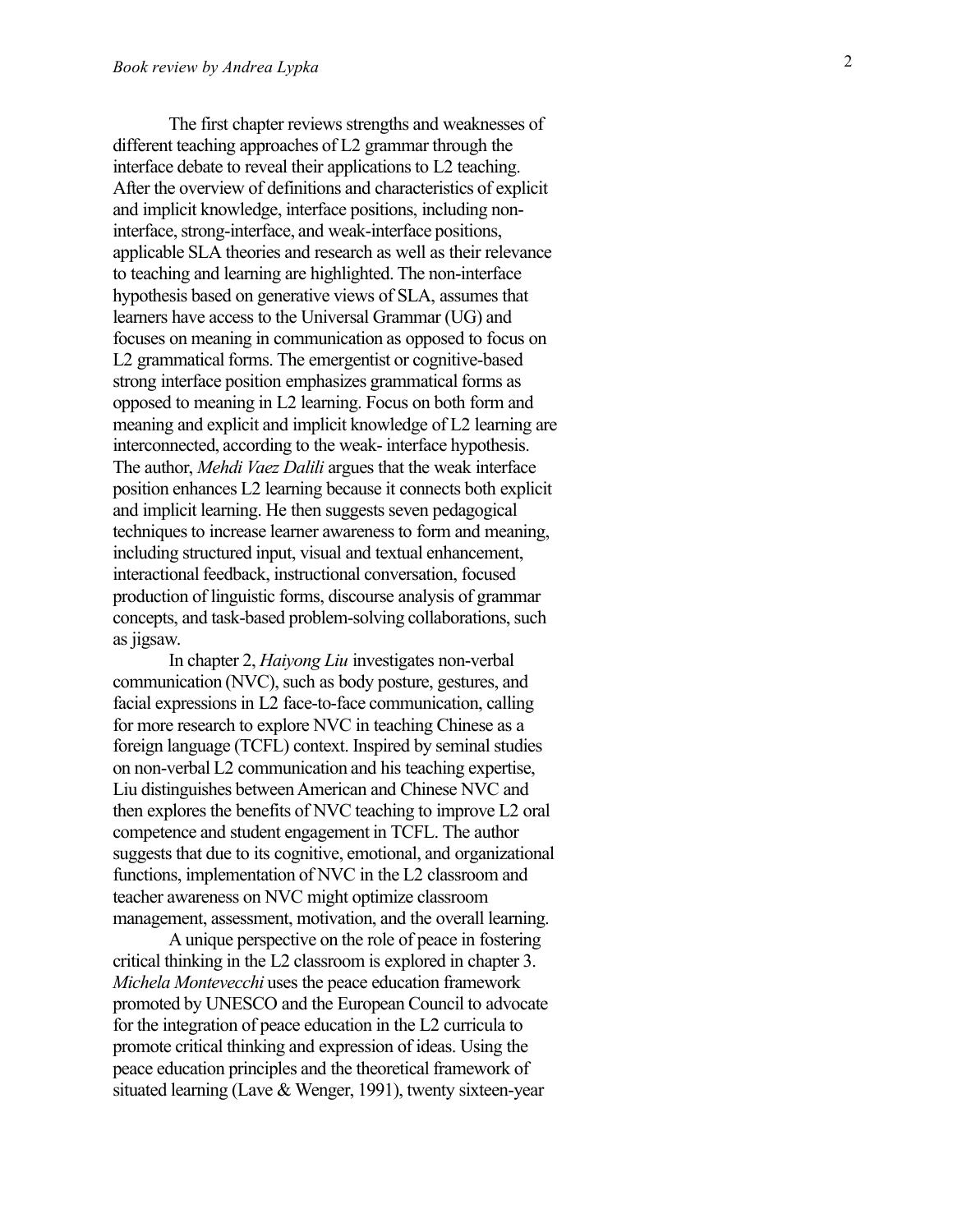The first chapter reviews strengths and weaknesses of different teaching approaches of L2 grammar through the interface debate to reveal their applications to L2 teaching. After the overview of definitions and characteristics of explicit and implicit knowledge, interface positions, including non-interface, strong-interface, and weak-interface positions, applicable SLA theories and research as well as their relevance to teaching and learning are highlighted. The non-interface hypothesis based on generative views of SLA, assumes that learners have access to the Universal Grammar (UG) and focuses on meaning in communication as opposed to focus on L2 grammatical forms. The emergentist or cognitive-based strong interface position emphasizes grammatical forms as opposed to meaning in L2 learning. Focus on both form and meaning and explicit and implicit knowledge of L2 learning are interconnected, according to the weak- interface hypothesis. The author, *Mehdi Vaez Dalili* argues that the weak interface position enhances L2 learning because it connects both explicit and implicit learning. He then suggests seven pedagogical techniques to increase learner awareness to form and meaning, including structured input, visual and textual enhancement, interactional feedback, instructional conversation, focused production of linguistic forms, discourse analysis of grammar concepts, and task-based problem-solving collaborations, such as jigsaw.

In chapter 2, *Haiyong Liu* investigates non-verbal communication (NVC), such as body posture, gestures, and facial expressions in L2 face-to-face communication, calling for more research to explore NVC in teaching Chinese as a foreign language (TCFL) context. Inspired by seminal studies on non-verbal L2 communication and his teaching expertise, Liu distinguishes between American and Chinese NVC and then explores the benefits of NVC teaching to improve L2 oral competence and student engagement in TCFL. The author suggests that due to its cognitive, emotional, and organizational functions, implementation of NVC in the L2 classroom and teacher awareness on NVC might optimize classroom management, assessment, motivation, and the overall learning.

A unique perspective on the role of peace in fostering critical thinking in the L2 classroom is explored in chapter 3. *Michela Montevecchi* uses the peace education framework promoted by UNESCO and the European Council to advocate for the integration of peace education in the L2 curricula to promote critical thinking and expression of ideas. Using the peace education principles and the theoretical framework of situated learning (Lave & Wenger, 1991), twenty sixteen-year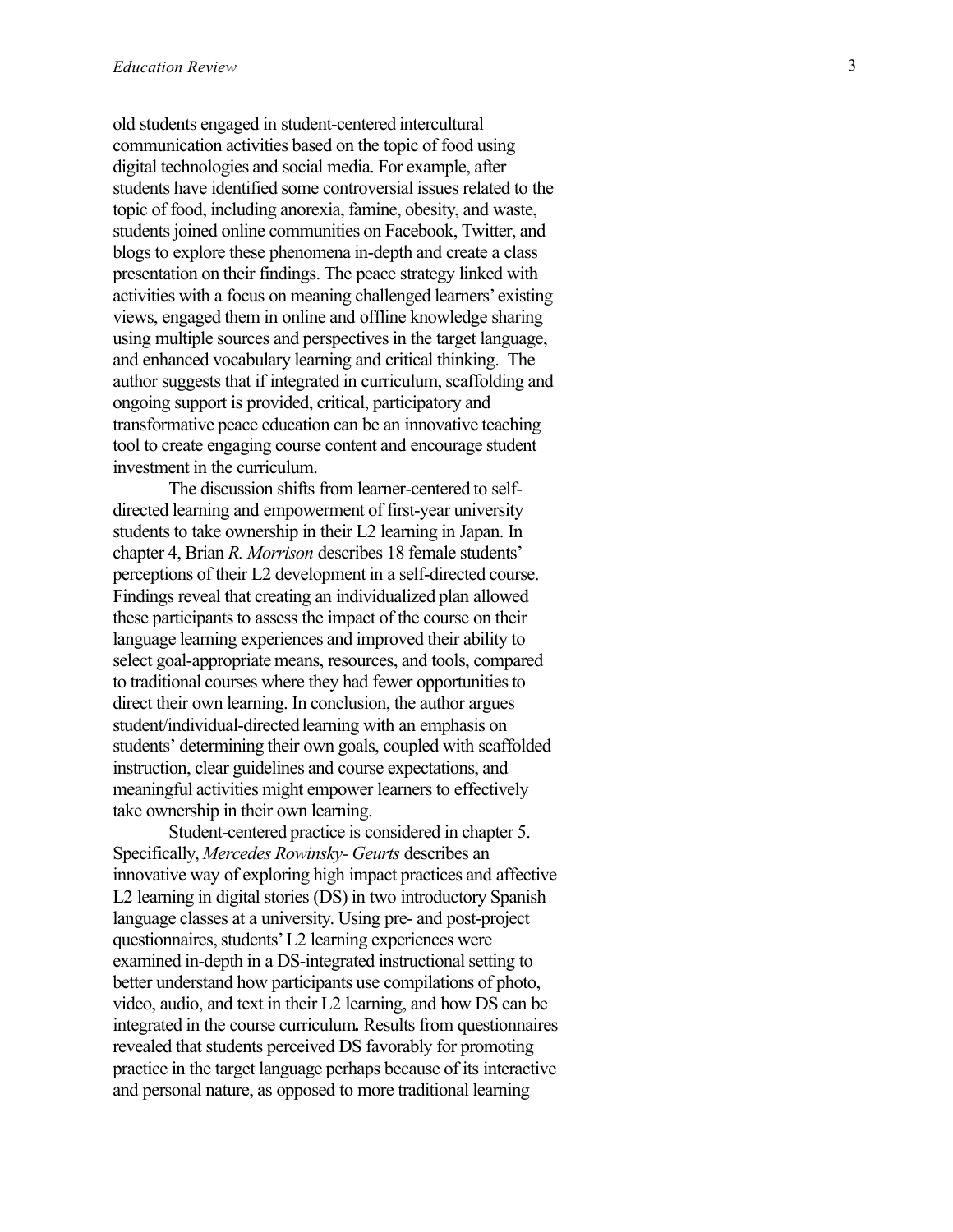old students engaged in student-centered intercultural communication activities based on the topic of food using digital technologies and social media. For example, after students have identified some controversial issues related to the topic of food, including anorexia, famine, obesity, and waste, students joined online communities on Facebook, Twitter, and blogs to explore these phenomena in-depth and create a class presentation on their findings. The peace strategy linked with activities with a focus on meaning challenged learners' existing views, engaged them in online and offline knowledge sharing using multiple sources and perspectives in the target language, and enhanced vocabulary learning and critical thinking. The author suggests that if integrated in curriculum, scaffolding and ongoing support is provided, critical, participatory and transformative peace education can be an innovative teaching tool to create engaging course content and encourage student investment in the curriculum.

The discussion shifts from learner-centered to self-directed learning and empowerment of first-year university students to take ownership in their L2 learning in Japan. In chapter 4, Brian *R. Morrison* describes 18 female students' perceptions of their L2 development in a self-directed course. Findings reveal that creating an individualized plan allowed these participants to assess the impact of the course on their language learning experiences and improved their ability to select goal-appropriate means, resources, and tools, compared to traditional courses where they had fewer opportunities to direct their own learning. In conclusion, the author argues student/individual-directed learning with an emphasis on students' determining their own goals, coupled with scaffolded instruction, clear guidelines and course expectations, and meaningful activities might empower learners to effectively take ownership in their own learning.

Student-centered practice is considered in chapter 5. Specifically, *Mercedes Rowinsky- Geurts* describes an innovative way of exploring high impact practices and affective L2 learning in digital stories (DS) in two introductory Spanish language classes at a university. Using pre- and post-project questionnaires, students' L2 learning experiences were examined in-depth in a DS-integrated instructional setting to better understand how participants use compilations of photo, video, audio, and text in their L2 learning, and how DS can be integrated in the course curriculum**.** Results from questionnaires revealed that students perceived DS favorably for promoting practice in the target language perhaps because of its interactive and personal nature, as opposed to more traditional learning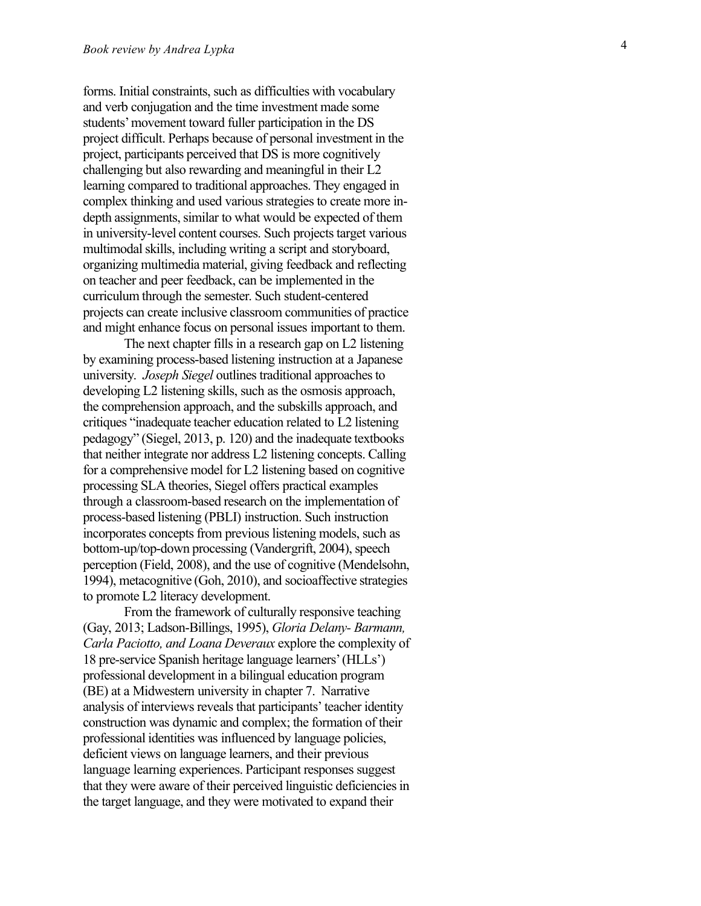forms. Initial constraints, such as difficulties with vocabulary and verb conjugation and the time investment made some students' movement toward fuller participation in the DS project difficult. Perhaps because of personal investment in the project, participants perceived that DS is more cognitively challenging but also rewarding and meaningful in their L2 learning compared to traditional approaches. They engaged in complex thinking and used various strategies to create more in-depth assignments, similar to what would be expected of them in university-level content courses. Such projects target various multimodal skills, including writing a script and storyboard, organizing multimedia material, giving feedback and reflecting on teacher and peer feedback, can be implemented in the curriculum through the semester. Such student-centered projects can create inclusive classroom communities of practice and might enhance focus on personal issues important to them.

The next chapter fills in a research gap on L2 listening by examining process-based listening instruction at a Japanese university. *Joseph Siegel* outlines traditional approaches to developing L2 listening skills, such as the osmosis approach, the comprehension approach, and the subskills approach, and critiques "inadequate teacher education related to L2 listening pedagogy" (Siegel, 2013, p. 120) and the inadequate textbooks that neither integrate nor address L2 listening concepts. Calling for a comprehensive model for L2 listening based on cognitive processing SLA theories, Siegel offers practical examples through a classroom-based research on the implementation of process-based listening (PBLI) instruction. Such instruction incorporates concepts from previous listening models, such as bottom-up/top-down processing (Vandergrift, 2004), speech perception (Field, 2008), and the use of cognitive (Mendelsohn, 1994), metacognitive (Goh, 2010), and socioaffective strategies to promote L2 literacy development.

From the framework of culturally responsive teaching (Gay, 2013; Ladson-Billings, 1995), *Gloria Delany- Barmann, Carla Paciotto, and Loana Deveraux* explore the complexity of 18 pre-service Spanish heritage language learners' (HLLs') professional development in a bilingual education program (BE) at a Midwestern university in chapter 7. Narrative analysis of interviews reveals that participants' teacher identity construction was dynamic and complex; the formation of their professional identities was influenced by language policies, deficient views on language learners, and their previous language learning experiences. Participant responses suggest that they were aware of their perceived linguistic deficiencies in the target language, and they were motivated to expand their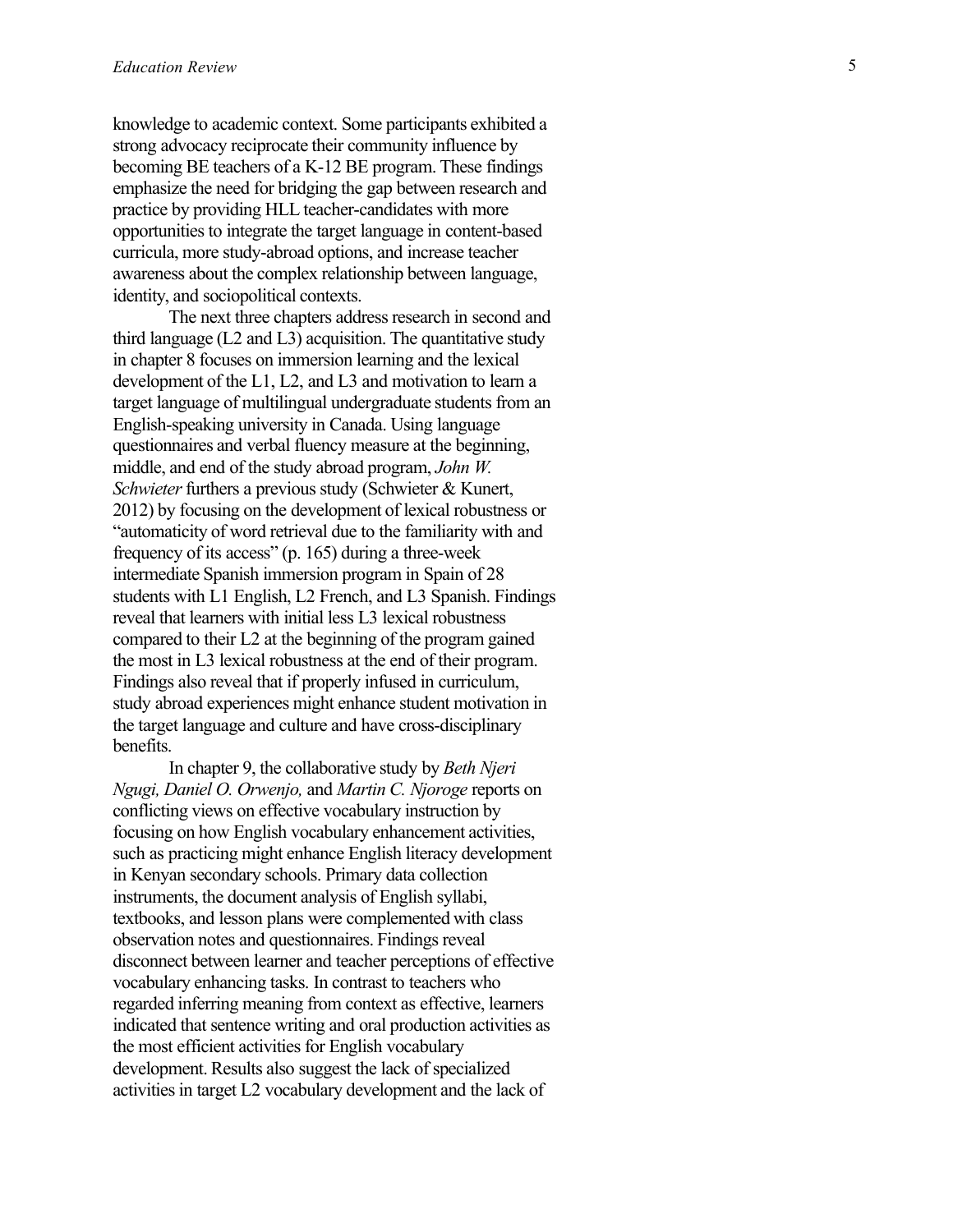knowledge to academic context. Some participants exhibited a strong advocacy reciprocate their community influence by becoming BE teachers of a K-12 BE program. These findings emphasize the need for bridging the gap between research and practice by providing HLL teacher-candidates with more opportunities to integrate the target language in content-based curricula, more study-abroad options, and increase teacher awareness about the complex relationship between language, identity, and sociopolitical contexts.

The next three chapters address research in second and third language (L2 and L3) acquisition. The quantitative study in chapter 8 focuses on immersion learning and the lexical development of the L1, L2, and L3 and motivation to learn a target language of multilingual undergraduate students from an English-speaking university in Canada. Using language questionnaires and verbal fluency measure at the beginning, middle, and end of the study abroad program, *John W. Schwieter* furthers a previous study (Schwieter & Kunert, 2012) by focusing on the development of lexical robustness or "automaticity of word retrieval due to the familiarity with and frequency of its access" (p. 165) during a three-week intermediate Spanish immersion program in Spain of 28 students with L1 English, L2 French, and L3 Spanish. Findings reveal that learners with initial less L3 lexical robustness compared to their L2 at the beginning of the program gained the most in L3 lexical robustness at the end of their program. Findings also reveal that if properly infused in curriculum, study abroad experiences might enhance student motivation in the target language and culture and have cross-disciplinary benefits.

In chapter 9, the collaborative study by *Beth Njeri Ngugi, Daniel O. Orwenjo,* and *Martin C. Njoroge* reports on conflicting views on effective vocabulary instruction by focusing on how English vocabulary enhancement activities, such as practicing might enhance English literacy development in Kenyan secondary schools. Primary data collection instruments, the document analysis of English syllabi, textbooks, and lesson plans were complemented with class observation notes and questionnaires. Findings reveal disconnect between learner and teacher perceptions of effective vocabulary enhancing tasks. In contrast to teachers who regarded inferring meaning from context as effective, learners indicated that sentence writing and oral production activities as the most efficient activities for English vocabulary development. Results also suggest the lack of specialized activities in target L2 vocabulary development and the lack of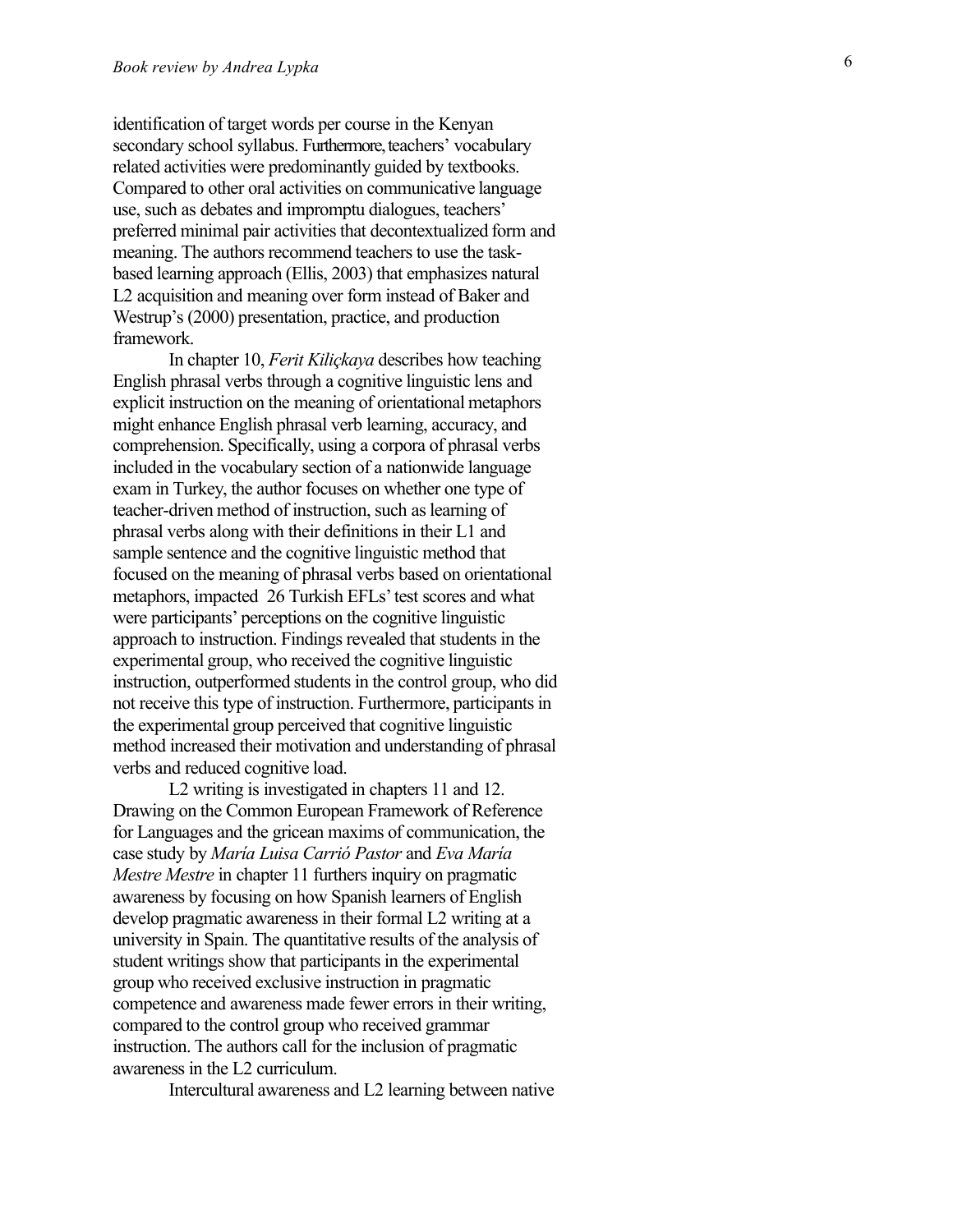identification of target words per course in the Kenyan secondary school syllabus. Furthermore, teachers' vocabulary related activities were predominantly guided by textbooks. Compared to other oral activities on communicative language use, such as debates and impromptu dialogues, teachers' preferred minimal pair activities that decontextualized form and meaning. The authors recommend teachers to use the task-based learning approach (Ellis, 2003) that emphasizes natural L2 acquisition and meaning over form instead of Baker and Westrup's (2000) presentation, practice, and production framework.

In chapter 10, *Ferit Kiliçkaya* describes how teaching English phrasal verbs through a cognitive linguistic lens and explicit instruction on the meaning of orientational metaphors might enhance English phrasal verb learning, accuracy, and comprehension. Specifically, using a corpora of phrasal verbs included in the vocabulary section of a nationwide language exam in Turkey, the author focuses on whether one type of teacher-driven method of instruction, such as learning of phrasal verbs along with their definitions in their L1 and sample sentence and the cognitive linguistic method that focused on the meaning of phrasal verbs based on orientational metaphors, impacted 26 Turkish EFLs' test scores and what were participants' perceptions on the cognitive linguistic approach to instruction. Findings revealed that students in the experimental group, who received the cognitive linguistic instruction, outperformed students in the control group, who did not receive this type of instruction. Furthermore, participants in the experimental group perceived that cognitive linguistic method increased their motivation and understanding of phrasal verbs and reduced cognitive load.

L2 writing is investigated in chapters 11 and 12. Drawing on the Common European Framework of Reference for Languages and the gricean maxims of communication, the case study by *María Luisa Carrió Pastor* and *Eva María Mestre Mestre* in chapter 11 furthers inquiry on pragmatic awareness by focusing on how Spanish learners of English develop pragmatic awareness in their formal L2 writing at a university in Spain. The quantitative results of the analysis of student writings show that participants in the experimental group who received exclusive instruction in pragmatic competence and awareness made fewer errors in their writing, compared to the control group who received grammar instruction. The authors call for the inclusion of pragmatic awareness in the L2 curriculum.

Intercultural awareness and L2 learning between native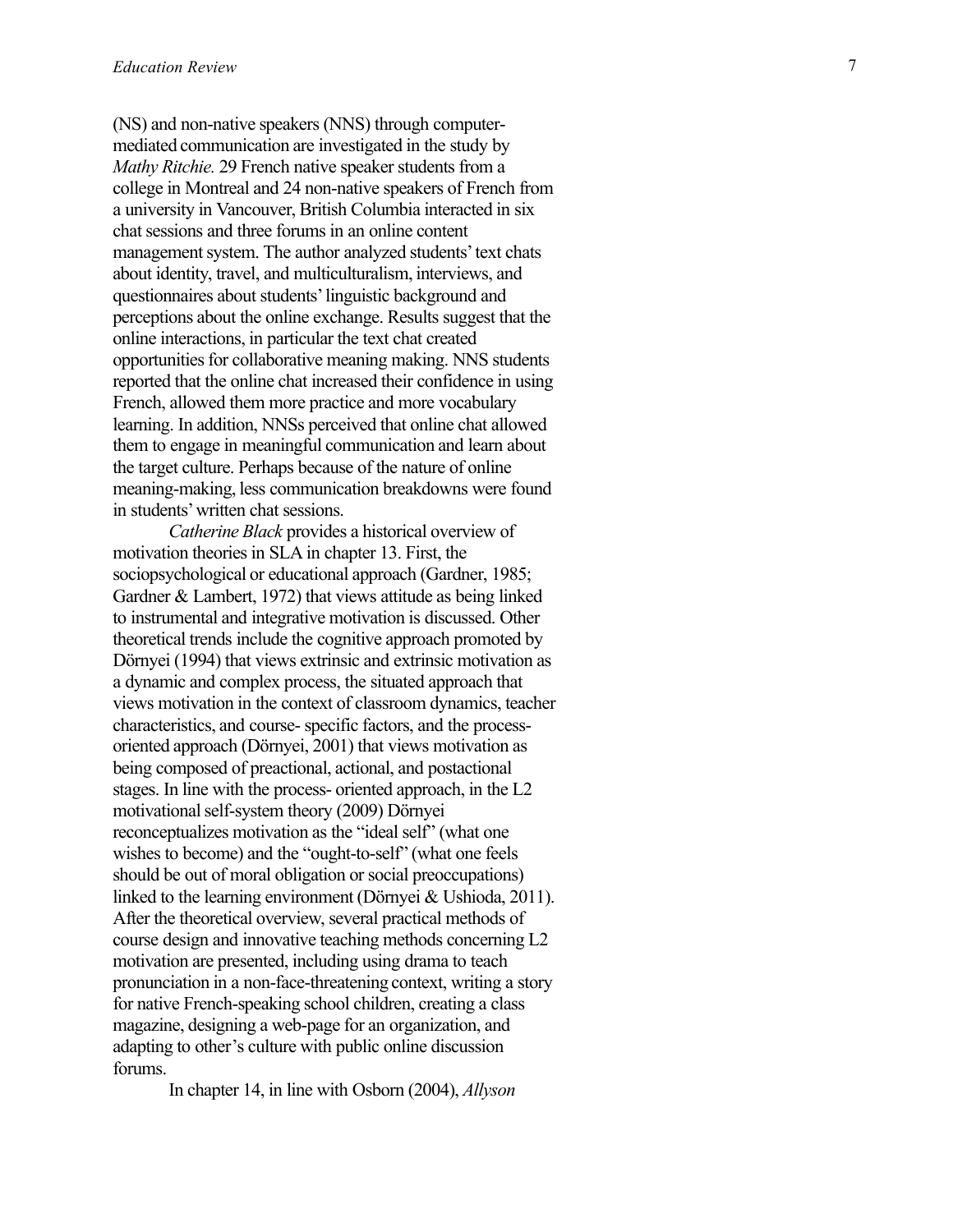(NS) and non-native speakers (NNS) through computer-mediated communication are investigated in the study by *Mathy Ritchie.* 29 French native speaker students from a college in Montreal and 24 non-native speakers of French from a university in Vancouver, British Columbia interacted in six chat sessions and three forums in an online content management system. The author analyzed students' text chats about identity, travel, and multiculturalism, interviews, and questionnaires about students' linguistic background and perceptions about the online exchange. Results suggest that the online interactions, in particular the text chat created opportunities for collaborative meaning making. NNS students reported that the online chat increased their confidence in using French, allowed them more practice and more vocabulary learning. In addition, NNSs perceived that online chat allowed them to engage in meaningful communication and learn about the target culture. Perhaps because of the nature of online meaning-making, less communication breakdowns were found in students' written chat sessions.

*Catherine Black* provides a historical overview of motivation theories in SLA in chapter 13. First, the sociopsychological or educational approach (Gardner, 1985; Gardner & Lambert, 1972) that views attitude as being linked to instrumental and integrative motivation is discussed. Other theoretical trends include the cognitive approach promoted by Dörnyei (1994) that views extrinsic and extrinsic motivation as a dynamic and complex process, the situated approach that views motivation in the context of classroom dynamics, teacher characteristics, and course- specific factors, and the process-oriented approach (Dörnyei, 2001) that views motivation as being composed of preactional, actional, and postactional stages. In line with the process- oriented approach, in the L2 motivational self-system theory (2009) Dörnyei reconceptualizes motivation as the "ideal self" (what one wishes to become) and the "ought-to-self" (what one feels should be out of moral obligation or social preoccupations) linked to the learning environment (Dörnyei & Ushioda, 2011). After the theoretical overview, several practical methods of course design and innovative teaching methods concerning L2 motivation are presented, including using drama to teach pronunciation in a non-face-threatening context, writing a story for native French-speaking school children, creating a class magazine, designing a web-page for an organization, and adapting to other's culture with public online discussion forums.

In chapter 14, in line with Osborn (2004), *Allyson*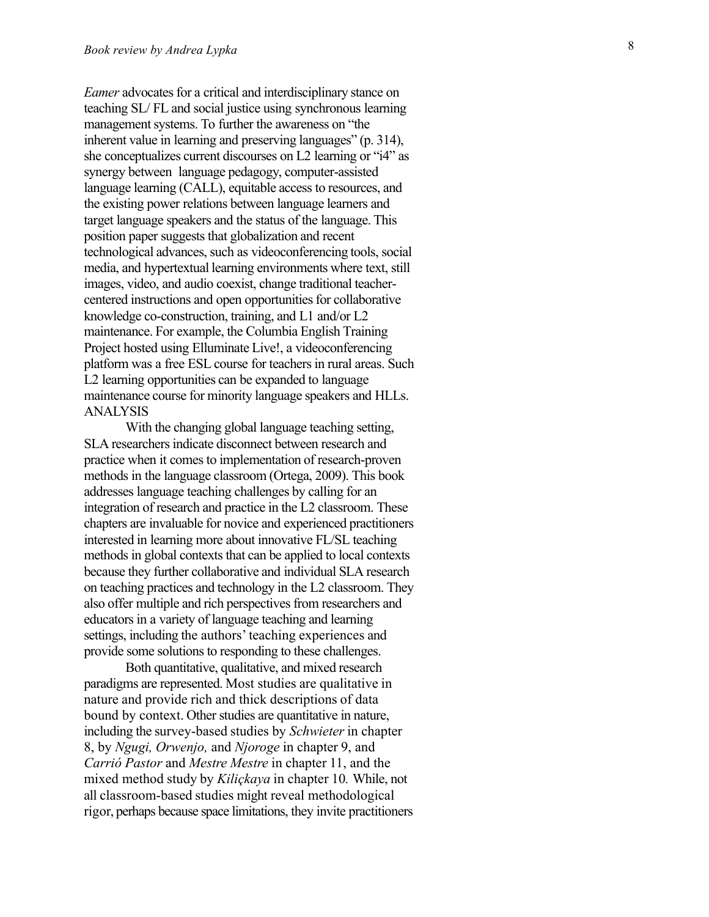*Eamer* advocates for a critical and interdisciplinary stance on teaching SL/ FL and social justice using synchronous learning management systems. To further the awareness on "the inherent value in learning and preserving languages" (p. 314), she conceptualizes current discourses on L2 learning or "i4" as synergy between language pedagogy, computer-assisted language learning (CALL), equitable access to resources, and the existing power relations between language learners and target language speakers and the status of the language. This position paper suggests that globalization and recent technological advances, such as videoconferencing tools, social media, and hypertextual learning environments where text, still images, video, and audio coexist, change traditional teacher-centered instructions and open opportunities for collaborative knowledge co-construction, training, and L1 and/or L2 maintenance. For example, the Columbia English Training Project hosted using Elluminate Live!, a videoconferencing platform was a free ESL course for teachers in rural areas. Such L2 learning opportunities can be expanded to language maintenance course for minority language speakers and HLLs.

## ANALYSIS

With the changing global language teaching setting, SLA researchers indicate disconnect between research and practice when it comes to implementation of research-proven methods in the language classroom (Ortega, 2009). This book addresses language teaching challenges by calling for an integration of research and practice in the L2 classroom. These chapters are invaluable for novice and experienced practitioners interested in learning more about innovative FL/SL teaching methods in global contexts that can be applied to local contexts because they further collaborative and individual SLA research on teaching practices and technology in the L2 classroom. They also offer multiple and rich perspectives from researchers and educators in a variety of language teaching and learning settings, including the authors' teaching experiences and provide some solutions to responding to these challenges.

Both quantitative, qualitative, and mixed research paradigms are represented. Most studies are qualitative in nature and provide rich and thick descriptions of data bound by context. Other studies are quantitative in nature, including the survey-based studies by *Schwieter* in chapter 8, by *Ngugi, Orwenjo,* and *Njoroge* in chapter 9, and *Carrió Pastor* and *Mestre Mestre* in chapter 11, and the mixed method study by *Kiliçkaya* in chapter 10. While, not all classroom-based studies might reveal methodological rigor, perhaps because space limitations, they invite practitioners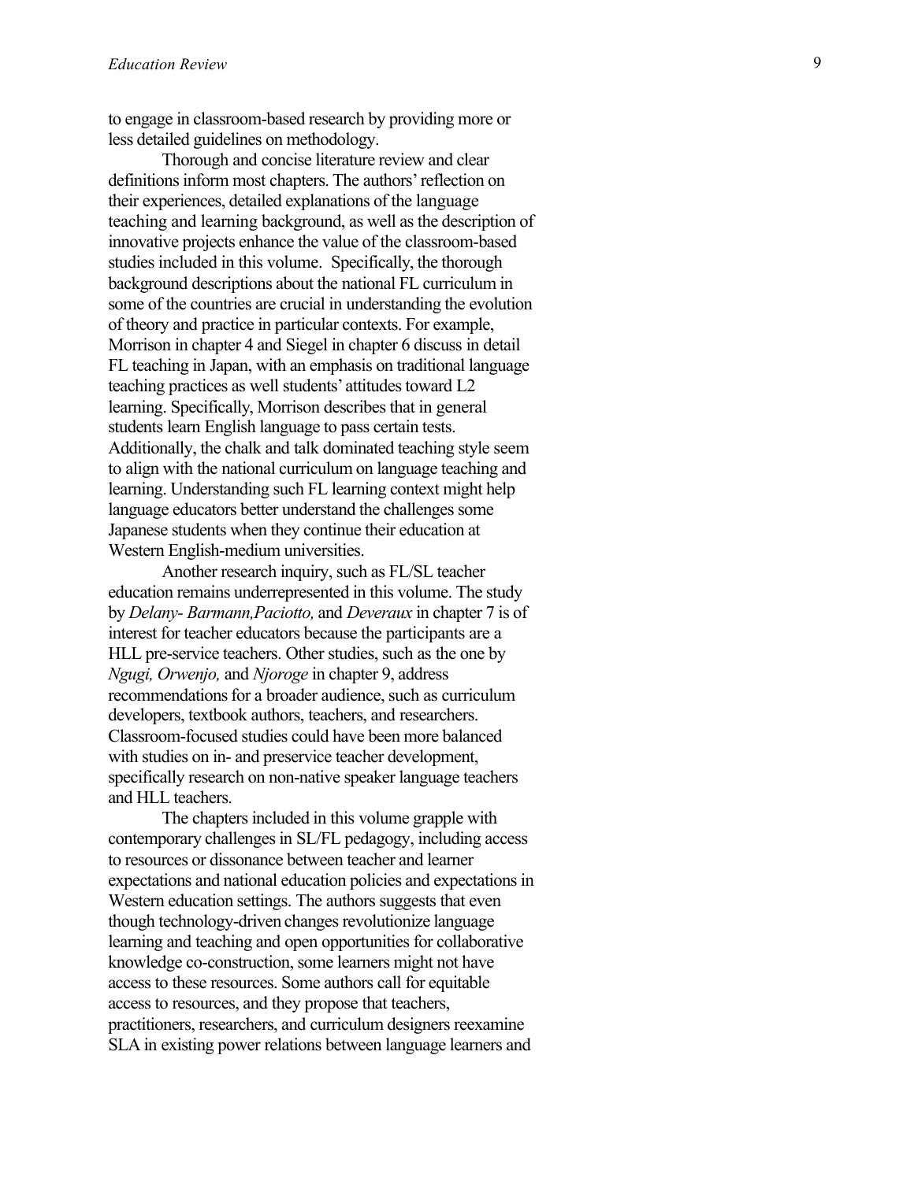to engage in classroom-based research by providing more or less detailed guidelines on methodology.

Thorough and concise literature review and clear definitions inform most chapters. The authors' reflection on their experiences, detailed explanations of the language teaching and learning background, as well as the description of innovative projects enhance the value of the classroom-based studies included in this volume. Specifically, the thorough background descriptions about the national FL curriculum in some of the countries are crucial in understanding the evolution of theory and practice in particular contexts. For example, Morrison in chapter 4 and Siegel in chapter 6 discuss in detail FL teaching in Japan, with an emphasis on traditional language teaching practices as well students' attitudes toward L2 learning. Specifically, Morrison describes that in general students learn English language to pass certain tests. Additionally, the chalk and talk dominated teaching style seem to align with the national curriculum on language teaching and learning. Understanding such FL learning context might help language educators better understand the challenges some Japanese students when they continue their education at Western English-medium universities.

Another research inquiry, such as FL/SL teacher education remains underrepresented in this volume. The study by *Delany- Barmann,Paciotto,* and *Deveraux* in chapter 7 is of interest for teacher educators because the participants are a HLL pre-service teachers. Other studies, such as the one by *Ngugi, Orwenjo,* and *Njoroge* in chapter 9, address recommendations for a broader audience, such as curriculum developers, textbook authors, teachers, and researchers. Classroom-focused studies could have been more balanced with studies on in- and preservice teacher development, specifically research on non-native speaker language teachers and HLL teachers.

The chapters included in this volume grapple with contemporary challenges in SL/FL pedagogy, including access to resources or dissonance between teacher and learner expectations and national education policies and expectations in Western education settings. The authors suggests that even though technology-driven changes revolutionize language learning and teaching and open opportunities for collaborative knowledge co-construction, some learners might not have access to these resources. Some authors call for equitable access to resources, and they propose that teachers, practitioners, researchers, and curriculum designers reexamine SLA in existing power relations between language learners and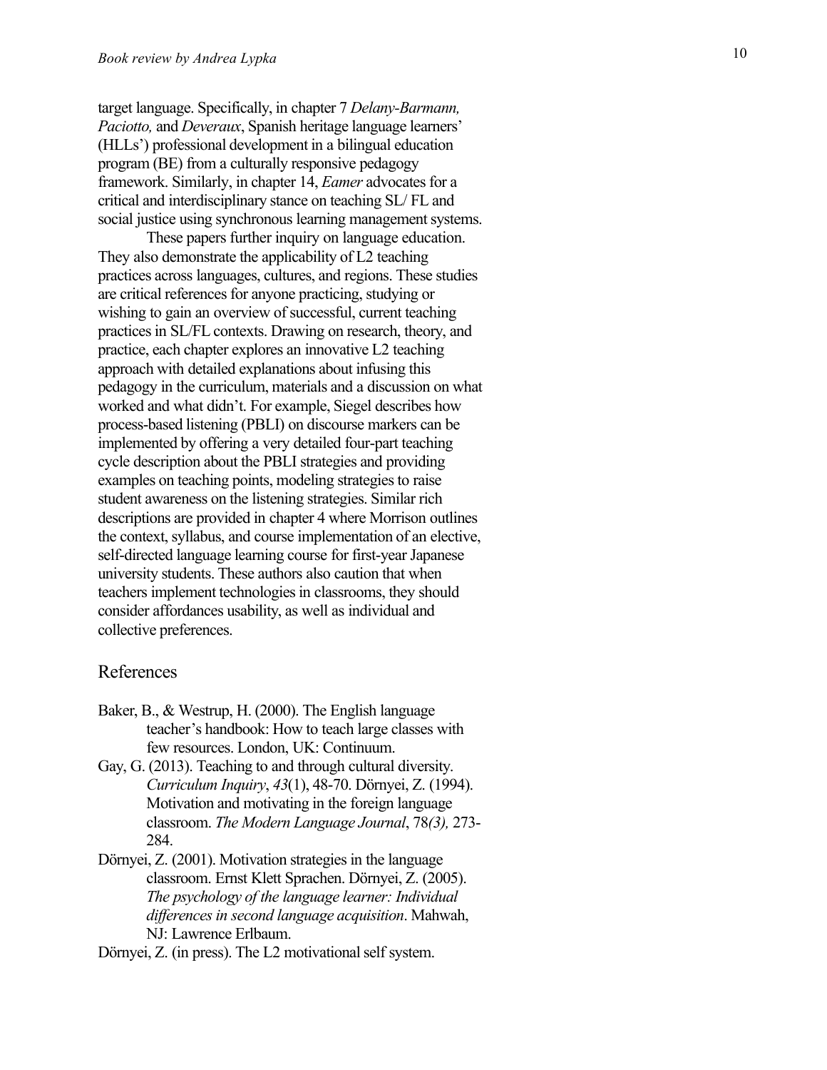target language. Specifically, in chapter 7 *Delany-Barmann, Paciotto,* and *Deveraux*, Spanish heritage language learners' (HLLs') professional development in a bilingual education program (BE) from a culturally responsive pedagogy framework. Similarly, in chapter 14, *Eamer* advocates for a critical and interdisciplinary stance on teaching SL/ FL and social justice using synchronous learning management systems.

These papers further inquiry on language education. They also demonstrate the applicability of L2 teaching practices across languages, cultures, and regions. These studies are critical references for anyone practicing, studying or wishing to gain an overview of successful, current teaching practices in SL/FL contexts. Drawing on research, theory, and practice, each chapter explores an innovative L2 teaching approach with detailed explanations about infusing this pedagogy in the curriculum, materials and a discussion on what worked and what didn't. For example, Siegel describes how process-based listening (PBLI) on discourse markers can be implemented by offering a very detailed four-part teaching cycle description about the PBLI strategies and providing examples on teaching points, modeling strategies to raise student awareness on the listening strategies. Similar rich descriptions are provided in chapter 4 where Morrison outlines the context, syllabus, and course implementation of an elective, self-directed language learning course for first-year Japanese university students. These authors also caution that when teachers implement technologies in classrooms, they should consider affordances usability, as well as individual and collective preferences.

## References

Baker, B., & Westrup, H. (2000). The English language teacher's handbook: How to teach large classes with few resources. London, UK: Continuum.

Gay, G. (2013). Teaching to and through cultural diversity. *Curriculum Inquiry*, *43*(1), 48-70. Dörnyei, Z. (1994). Motivation and motivating in the foreign language classroom. *The Modern Language Journal*, 78*(3),* 273-284.

Dörnyei, Z. (2001). Motivation strategies in the language classroom. Ernst Klett Sprachen. Dörnyei, Z. (2005). *The psychology of the language learner: Individual differences in second language acquisition*. Mahwah, NJ: Lawrence Erlbaum.

Dörnyei, Z. (in press). The L2 motivational self system.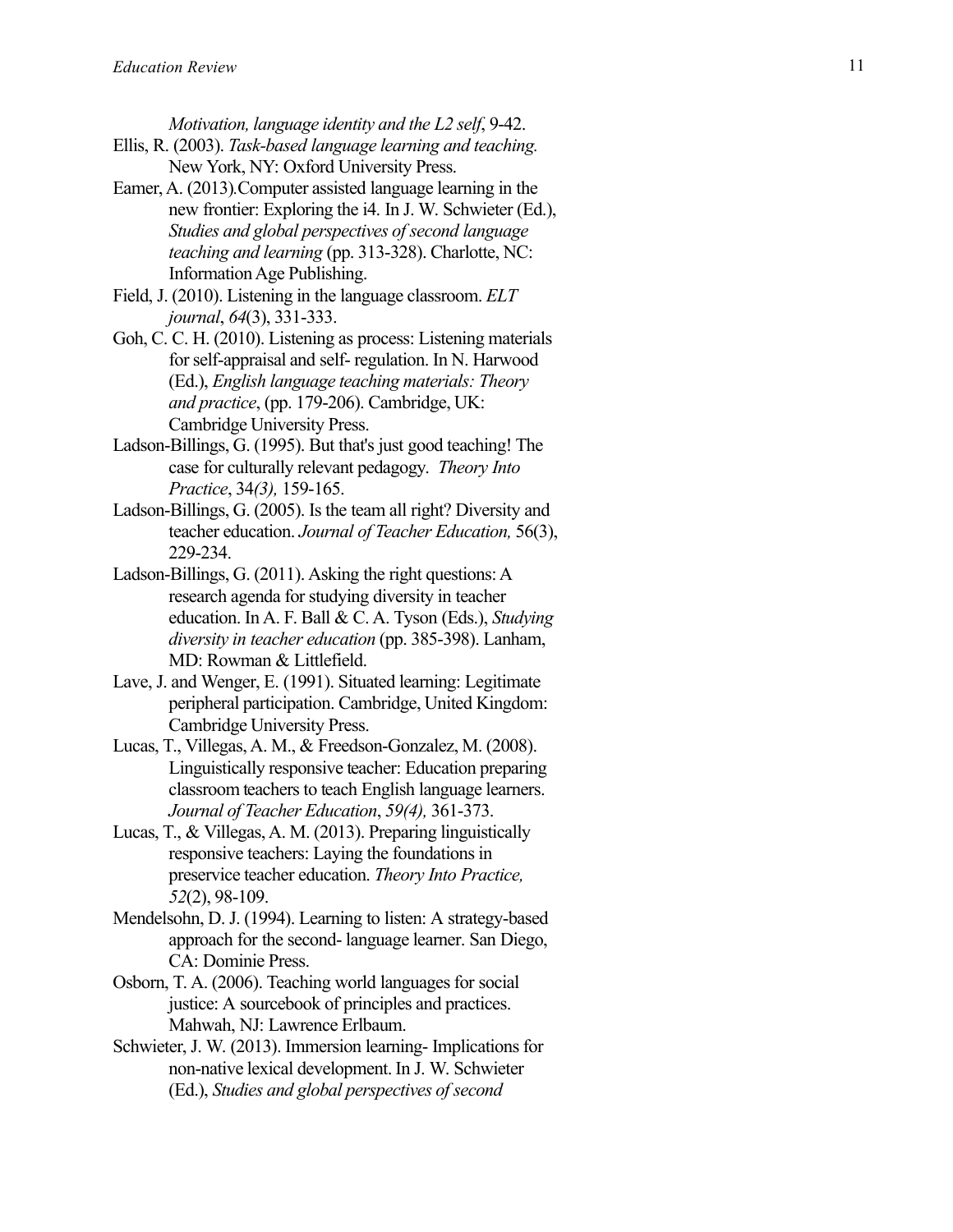*Motivation, language identity and the L2 self*, 9-42.

Ellis, R. (2003). *Task-based language learning and teaching.* New York, NY: Oxford University Press.

Eamer, A. (2013). Computer assisted language learning in the new frontier: Exploring the i4. In J. W. Schwieter (Ed.), *Studies and global perspectives of second language teaching and learning* (pp. 313-328). Charlotte, NC: Information Age Publishing.

Field, J. (2010). Listening in the language classroom. *ELT journal*, *64*(3), 331-333.

Goh, C. C. H. (2010). Listening as process: Listening materials for self-appraisal and self- regulation. In N. Harwood (Ed.), *English language teaching materials: Theory and practice*, (pp. 179-206). Cambridge, UK: Cambridge University Press.

Ladson-Billings, G. (1995). But that's just good teaching! The case for culturally relevant pedagogy. *Theory Into Practice*, 34*(3),* 159-165.

Ladson-Billings, G. (2005). Is the team all right? Diversity and teacher education. *Journal of Teacher Education,* 56(3), 229-234.

Ladson-Billings, G. (2011). Asking the right questions: A research agenda for studying diversity in teacher education. In A. F. Ball & C. A. Tyson (Eds.), *Studying diversity in teacher education* (pp. 385-398). Lanham, MD: Rowman & Littlefield.

Lave, J. and Wenger, E. (1991). Situated learning: Legitimate peripheral participation. Cambridge, United Kingdom: Cambridge University Press.

Lucas, T., Villegas, A. M., & Freedson-Gonzalez, M. (2008). Linguistically responsive teacher: Education preparing classroom teachers to teach English language learners. *Journal of Teacher Education*, *59(4),* 361-373.

Lucas, T., & Villegas, A. M. (2013). Preparing linguistically responsive teachers: Laying the foundations in preservice teacher education. *Theory Into Practice, 52*(2), 98-109.

Mendelsohn, D. J. (1994). Learning to listen: A strategy-based approach for the second- language learner. San Diego, CA: Dominie Press.

Osborn, T. A. (2006). Teaching world languages for social justice: A sourcebook of principles and practices. Mahwah, NJ: Lawrence Erlbaum.

Schwieter, J. W. (2013). Immersion learning- Implications for non-native lexical development. In J. W. Schwieter (Ed.), *Studies and global perspectives of second*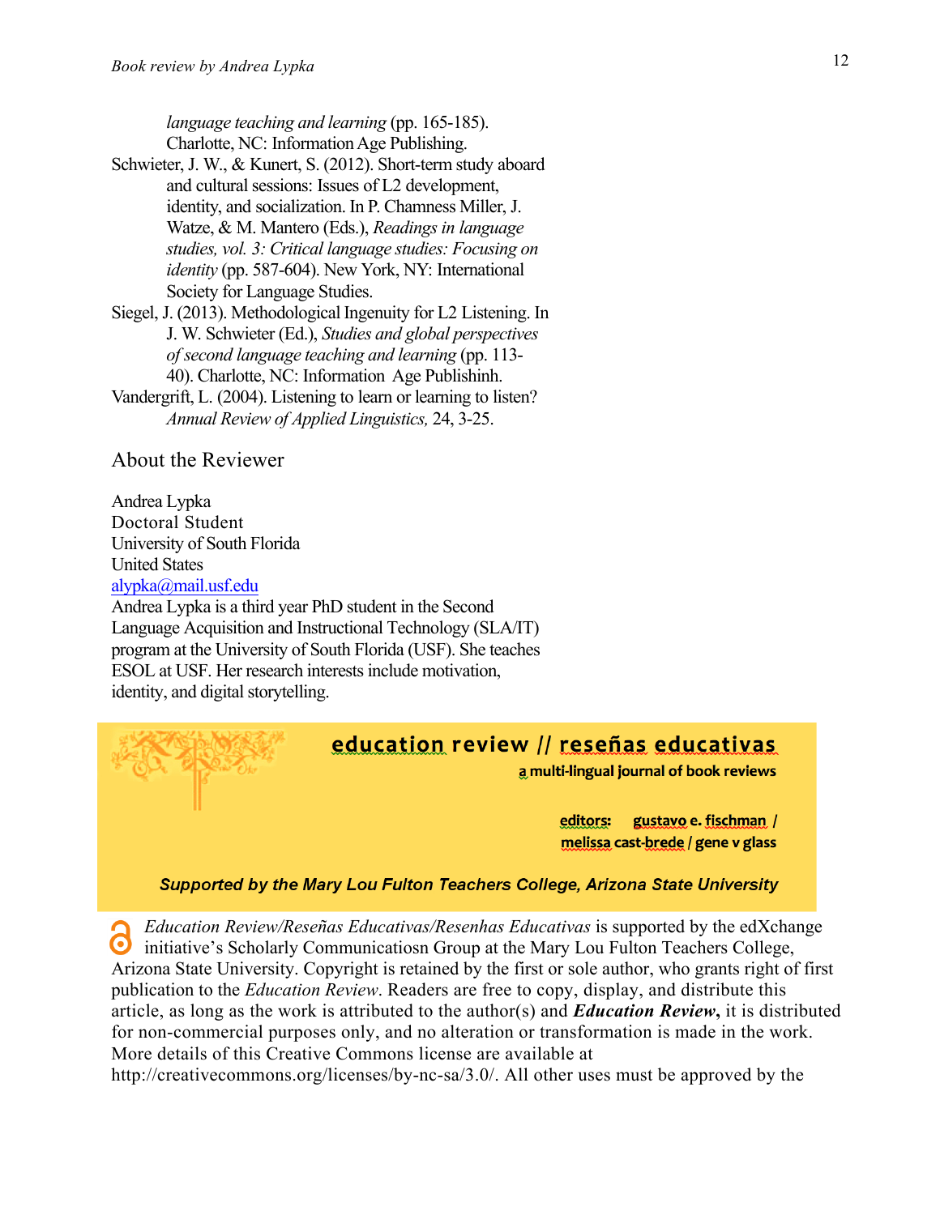*language teaching and learning* (pp. 165-185). Charlotte, NC: Information Age Publishing.

Schwieter, J. W., & Kunert, S. (2012). Short-term study aboard and cultural sessions: Issues of L2 development, identity, and socialization. In P. Chamness Miller, J. Watze, & M. Mantero (Eds.), *Readings in language studies, vol. 3: Critical language studies: Focusing on identity* (pp. 587-604). New York, NY: International Society for Language Studies.

Siegel, J. (2013). Methodological Ingenuity for L2 Listening. In J. W. Schwieter (Ed.), *Studies and global perspectives of second language teaching and learning* (pp. 113-40). Charlotte, NC: Information Age Publishinh.

Vandergrift, L. (2004). Listening to learn or learning to listen? *Annual Review of Applied Linguistics,* 24, 3-25.

## About the Reviewer

Andrea Lypka
Doctoral Student
University of South Florida
United States
alypka@mail.usf.edu

Andrea Lypka is a third year PhD student in the Second Language Acquisition and Instructional Technology (SLA/IT) program at the University of South Florida (USF). She teaches ESOL at USF. Her research interests include motivation, identity, and digital storytelling.

**education review // reseñas educativas**
**a multi-lingual journal of book reviews**

**editors: gustavo e. fischman / melissa cast-brede / gene v glass**

***Supported by the Mary Lou Fulton Teachers College, Arizona State University***

*Education Review/Reseñas Educativas/Resenhas Educativas* is supported by the edXchange initiative's Scholarly Communicatiosn Group at the Mary Lou Fulton Teachers College, Arizona State University. Copyright is retained by the first or sole author, who grants right of first publication to the *Education Review*. Readers are free to copy, display, and distribute this article, as long as the work is attributed to the author(s) and ***Education Review*****,** it is distributed for non-commercial purposes only, and no alteration or transformation is made in the work. More details of this Creative Commons license are available at http://creativecommons.org/licenses/by-nc-sa/3.0/. All other uses must be approved by the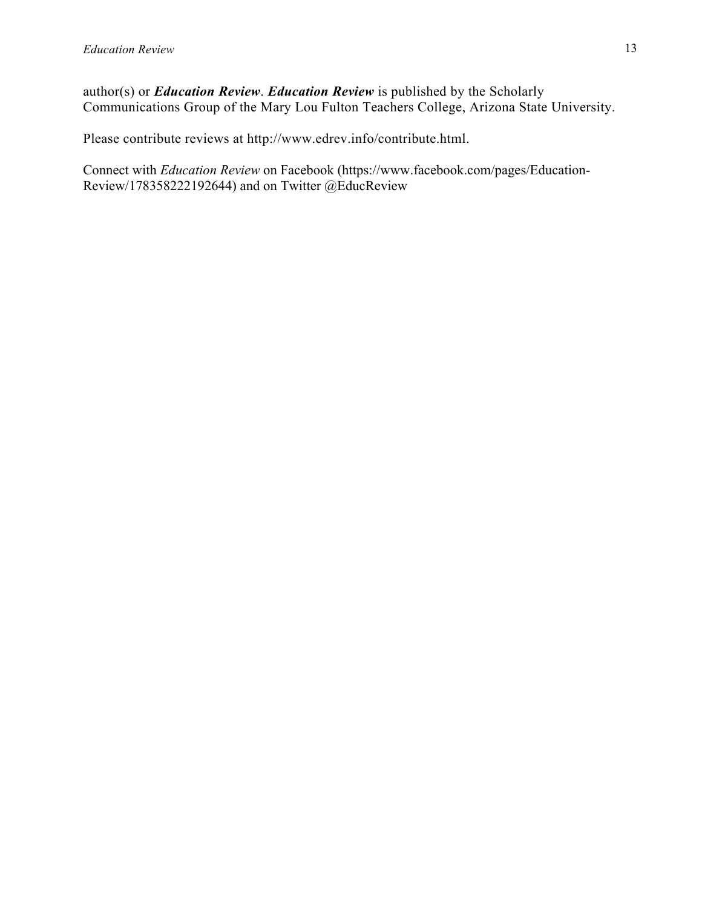author(s) or ***Education Review***. ***Education Review*** is published by the Scholarly Communications Group of the Mary Lou Fulton Teachers College, Arizona State University.

Please contribute reviews at http://www.edrev.info/contribute.html.

Connect with *Education Review* on Facebook (https://www.facebook.com/pages/Education-Review/178358222192644) and on Twitter @EducReview